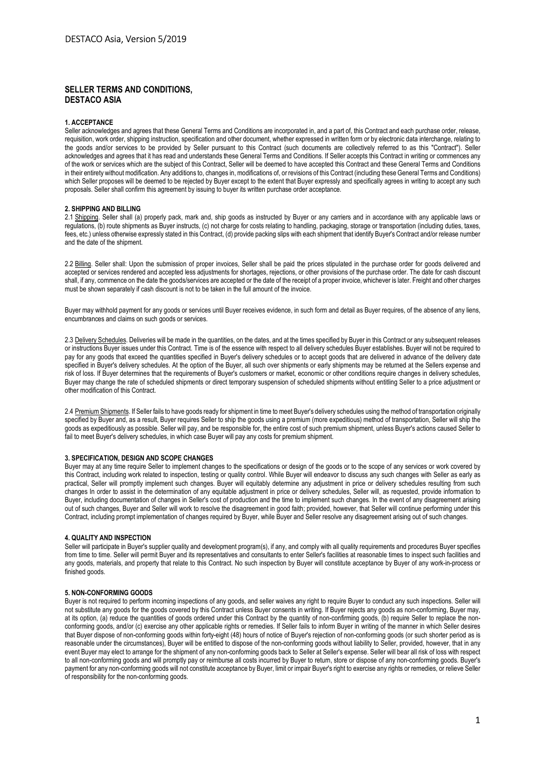# SELLER TERMS AND CONDITIONS, DESTACO ASIA

## 1. ACCEPTANCE

Seller acknowledges and agrees that these General Terms and Conditions are incorporated in, and a part of, this Contract and each purchase order, release, requisition, work order, shipping instruction, specification and other document, whether expressed in written form or by electronic data interchange, relating to the goods and/or services to be provided by Seller pursuant to this Contract (such documents are collectively referred to as this "Contract"). Seller acknowledges and agrees that it has read and understands these General Terms and Conditions. If Seller accepts this Contract in writing or commences any of the work or services which are the subject of this Contract, Seller will be deemed to have accepted this Contract and these General Terms and Conditions in their entirety without modification. Any additions to, changes in, modifications of, or revisions of this Contract (including these General Terms and Conditions) which Seller proposes will be deemed to be rejected by Buyer except to the extent that Buyer expressly and specifically agrees in writing to accept any such proposals. Seller shall confirm this agreement by issuing to buyer its written purchase order acceptance.

## 2. SHIPPING AND BILLING

2.1 Shipping. Seller shall (a) properly pack, mark and, ship goods as instructed by Buyer or any carriers and in accordance with any applicable laws or regulations, (b) route shipments as Buyer instructs, (c) not charge for costs relating to handling, packaging, storage or transportation (including duties, taxes, fees, etc.) unless otherwise expressly stated in this Contract, (d) provide packing slips with each shipment that identify Buyer's Contract and/or release number and the date of the shipment.

2.2 Billing. Seller shall: Upon the submission of proper invoices, Seller shall be paid the prices stipulated in the purchase order for goods delivered and accepted or services rendered and accepted less adjustments for shortages, rejections, or other provisions of the purchase order. The date for cash discount shall, if any, commence on the date the goods/services are accepted or the date of the receipt of a proper invoice, whichever is later. Freight and other charges must be shown separately if cash discount is not to be taken in the full amount of the invoice.

Buyer may withhold payment for any goods or services until Buyer receives evidence, in such form and detail as Buyer requires, of the absence of any liens, encumbrances and claims on such goods or services.

2.3 Delivery Schedules. Deliveries will be made in the quantities, on the dates, and at the times specified by Buyer in this Contract or any subsequent releases or instructions Buyer issues under this Contract. Time is of the essence with respect to all delivery schedules Buyer establishes. Buyer will not be required to pay for any goods that exceed the quantities specified in Buyer's delivery schedules or to accept goods that are delivered in advance of the delivery date specified in Buyer's delivery schedules. At the option of the Buyer, all such over shipments or early shipments may be returned at the Sellers expense and risk of loss. If Buyer determines that the requirements of Buyer's customers or market, economic or other conditions require changes in delivery schedules, Buyer may change the rate of scheduled shipments or direct temporary suspension of scheduled shipments without entitling Seller to a price adjustment or other modification of this Contract.

2.4 Premium Shipments. If Seller fails to have goods ready for shipment in time to meet Buyer's delivery schedules using the method of transportation originally specified by Buyer and, as a result, Buyer requires Seller to ship the goods using a premium (more expeditious) method of transportation, Seller will ship the goods as expeditiously as possible. Seller will pay, and be responsible for, the entire cost of such premium shipment, unless Buyer's actions caused Seller to fail to meet Buyer's delivery schedules, in which case Buyer will pay any costs for premium shipment.

## 3. SPECIFICATION, DESIGN AND SCOPE CHANGES

Buyer may at any time require Seller to implement changes to the specifications or design of the goods or to the scope of any services or work covered by this Contract, including work related to inspection, testing or quality control. While Buyer will endeavor to discuss any such changes with Seller as early as practical, Seller will promptly implement such changes. Buyer will equitably determine any adjustment in price or delivery schedules resulting from such changes In order to assist in the determination of any equitable adjustment in price or delivery schedules, Seller will, as requested, provide information to Buyer, including documentation of changes in Seller's cost of production and the time to implement such changes. In the event of any disagreement arising out of such changes, Buyer and Seller will work to resolve the disagreement in good faith; provided, however, that Seller will continue performing under this Contract, including prompt implementation of changes required by Buyer, while Buyer and Seller resolve any disagreement arising out of such changes.

## 4. QUALITY AND INSPECTION

Seller will participate in Buyer's supplier quality and development program(s), if any, and comply with all quality requirements and procedures Buyer specifies from time to time. Seller will permit Buyer and its representatives and consultants to enter Seller's facilities at reasonable times to inspect such facilities and any goods, materials, and property that relate to this Contract. No such inspection by Buyer will constitute acceptance by Buyer of any work-in-process or finished goods.

## 5. NON-CONFORMING GOODS

Buyer is not required to perform incoming inspections of any goods, and seller waives any right to require Buyer to conduct any such inspections. Seller will not substitute any goods for the goods covered by this Contract unless Buyer consents in writing. If Buyer rejects any goods as non-conforming, Buyer may, at its option, (a) reduce the quantities of goods ordered under this Contract by the quantity of non-confirming goods, (b) require Seller to replace the non-conforming goods, and/or (c) exercise any other applicable rights or remedies. If Seller fails to inform Buyer in writing of the manner in which Seller desires that Buyer dispose of non-conforming goods within forty-eight (48) hours of notice of Buyer's rejection of non-conforming goods (or such shorter period as is reasonable under the circumstances), Buyer will be entitled to dispose of the non-conforming goods without liability to Seller, provided, however, that in any event Buyer may elect to arrange for the shipment of any non-conforming goods back to Seller at Seller's expense. Seller will bear all risk of loss with respect to all non-conforming goods and will promptly pay or reimburse all costs incurred by Buyer to return, store or dispose of any non-conforming goods. Buyer's payment for any non-conforming goods will not constitute acceptance by Buyer, limit or impair Buyer's right to exercise any rights or remedies, or relieve Seller of responsibility for the non-conforming goods.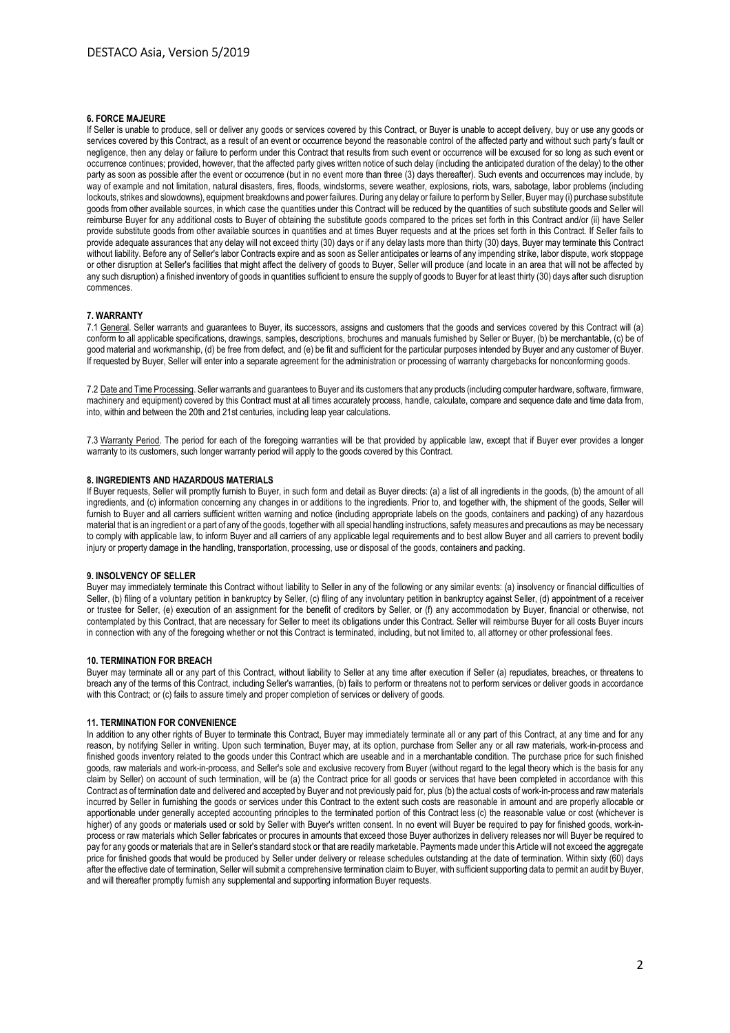### 6. FORCE MAJEURE

If Seller is unable to produce, sell or deliver any goods or services covered by this Contract, or Buyer is unable to accept delivery, buy or use any goods or services covered by this Contract, as a result of an event or occurrence beyond the reasonable control of the affected party and without such party's fault or negligence, then any delay or failure to perform under this Contract that results from such event or occurrence will be excused for so long as such event or occurrence continues; provided, however, that the affected party gives written notice of such delay (including the anticipated duration of the delay) to the other party as soon as possible after the event or occurrence (but in no event more than three (3) days thereafter). Such events and occurrences may include, by way of example and not limitation, natural disasters, fires, floods, windstorms, severe weather, explosions, riots, wars, sabotage, labor problems (including lockouts, strikes and slowdowns), equipment breakdowns and power failures. During any delay or failure to perform by Seller, Buyer may (i) purchase substitute goods from other available sources, in which case the quantities under this Contract will be reduced by the quantities of such substitute goods and Seller will reimburse Buyer for any additional costs to Buyer of obtaining the substitute goods compared to the prices set forth in this Contract and/or (ii) have Seller provide substitute goods from other available sources in quantities and at times Buyer requests and at the prices set forth in this Contract. If Seller fails to provide adequate assurances that any delay will not exceed thirty (30) days or if any delay lasts more than thirty (30) days, Buyer may terminate this Contract without liability. Before any of Seller's labor Contracts expire and as soon as Seller anticipates or learns of any impending strike, labor dispute, work stoppage or other disruption at Seller's facilities that might affect the delivery of goods to Buyer, Seller will produce (and locate in an area that will not be affected by any such disruption) a finished inventory of goods in quantities sufficient to ensure the supply of goods to Buyer for at least thirty (30) days after such disruption commences.

### 7. WARRANTY

7.1 General. Seller warrants and guarantees to Buyer, its successors, assigns and customers that the goods and services covered by this Contract will (a) conform to all applicable specifications, drawings, samples, descriptions, brochures and manuals furnished by Seller or Buyer, (b) be merchantable, (c) be of good material and workmanship, (d) be free from defect, and (e) be fit and sufficient for the particular purposes intended by Buyer and any customer of Buyer. If requested by Buyer, Seller will enter into a separate agreement for the administration or processing of warranty chargebacks for nonconforming goods.

7.2 Date and Time Processing. Seller warrants and guarantees to Buyer and its customers that any products (including computer hardware, software, firmware, machinery and equipment) covered by this Contract must at all times accurately process, handle, calculate, compare and sequence date and time data from, into, within and between the 20th and 21st centuries, including leap year calculations.

7.3 Warranty Period. The period for each of the foregoing warranties will be that provided by applicable law, except that if Buyer ever provides a longer warranty to its customers, such longer warranty period will apply to the goods covered by this Contract.

### 8. INGREDIENTS AND HAZARDOUS MATERIALS

If Buyer requests, Seller will promptly furnish to Buyer, in such form and detail as Buyer directs: (a) a list of all ingredients in the goods, (b) the amount of all ingredients, and (c) information concerning any changes in or additions to the ingredients. Prior to, and together with, the shipment of the goods, Seller will furnish to Buyer and all carriers sufficient written warning and notice (including appropriate labels on the goods, containers and packing) of any hazardous material that is an ingredient or a part of any of the goods, together with all special handling instructions, safety measures and precautions as may be necessary to comply with applicable law, to inform Buyer and all carriers of any applicable legal requirements and to best allow Buyer and all carriers to prevent bodily injury or property damage in the handling, transportation, processing, use or disposal of the goods, containers and packing.

### 9. INSOLVENCY OF SELLER

Buyer may immediately terminate this Contract without liability to Seller in any of the following or any similar events: (a) insolvency or financial difficulties of Seller, (b) filing of a voluntary petition in bankruptcy by Seller, (c) filing of any involuntary petition in bankruptcy against Seller, (d) appointment of a receiver or trustee for Seller, (e) execution of an assignment for the benefit of creditors by Seller, or (f) any accommodation by Buyer, financial or otherwise, not contemplated by this Contract, that are necessary for Seller to meet its obligations under this Contract. Seller will reimburse Buyer for all costs Buyer incurs in connection with any of the foregoing whether or not this Contract is terminated, including, but not limited to, all attorney or other professional fees.

### 10. TERMINATION FOR BREACH

Buyer may terminate all or any part of this Contract, without liability to Seller at any time after execution if Seller (a) repudiates, breaches, or threatens to breach any of the terms of this Contract, including Seller's warranties, (b) fails to perform or threatens not to perform services or deliver goods in accordance with this Contract; or (c) fails to assure timely and proper completion of services or delivery of goods.

### 11. TERMINATION FOR CONVENIENCE

In addition to any other rights of Buyer to terminate this Contract, Buyer may immediately terminate all or any part of this Contract, at any time and for any reason, by notifying Seller in writing. Upon such termination, Buyer may, at its option, purchase from Seller any or all raw materials, work-in-process and finished goods inventory related to the goods under this Contract which are useable and in a merchantable condition. The purchase price for such finished goods, raw materials and work-in-process, and Seller's sole and exclusive recovery from Buyer (without regard to the legal theory which is the basis for any claim by Seller) on account of such termination, will be (a) the Contract price for all goods or services that have been completed in accordance with this Contract as of termination date and delivered and accepted by Buyer and not previously paid for, plus (b) the actual costs of work-in-process and raw materials incurred by Seller in furnishing the goods or services under this Contract to the extent such costs are reasonable in amount and are properly allocable or apportionable under generally accepted accounting principles to the terminated portion of this Contract less (c) the reasonable value or cost (whichever is higher) of any goods or materials used or sold by Seller with Buyer's written consent. In no event will Buyer be required to pay for finished goods, work-in-process or raw materials which Seller fabricates or procures in amounts that exceed those Buyer authorizes in delivery releases nor will Buyer be required to pay for any goods or materials that are in Seller's standard stock or that are readily marketable. Payments made under this Article will not exceed the aggregate price for finished goods that would be produced by Seller under delivery or release schedules outstanding at the date of termination. Within sixty (60) days after the effective date of termination, Seller will submit a comprehensive termination claim to Buyer, with sufficient supporting data to permit an audit by Buyer, and will thereafter promptly furnish any supplemental and supporting information Buyer requests.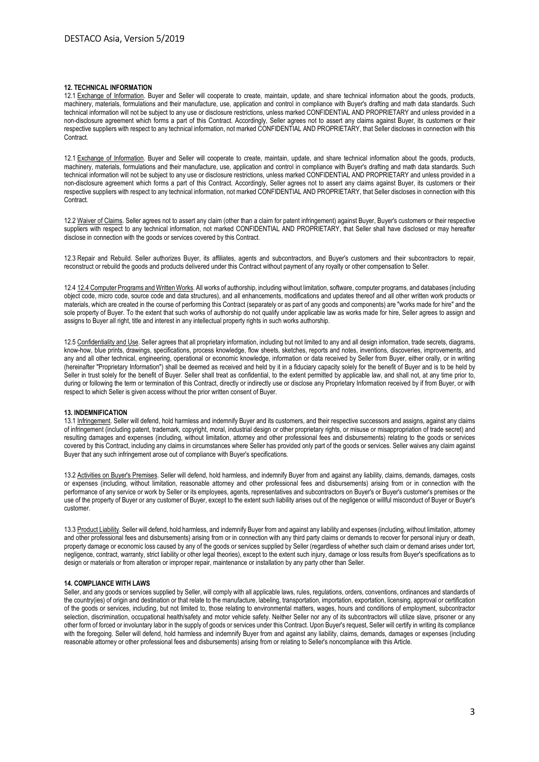**12. TECHNICAL INFORMATION**

12.1 Exchange of Information. Buyer and Seller will cooperate to create, maintain, update, and share technical information about the goods, products, machinery, materials, formulations and their manufacture, use, application and control in compliance with Buyer's drafting and math data standards. Such technical information will not be subject to any use or disclosure restrictions, unless marked CONFIDENTIAL AND PROPRIETARY and unless provided in a non-disclosure agreement which forms a part of this Contract. Accordingly, Seller agrees not to assert any claims against Buyer, its customers or their respective suppliers with respect to any technical information, not marked CONFIDENTIAL AND PROPRIETARY, that Seller discloses in connection with this Contract.

12.1 Exchange of Information. Buyer and Seller will cooperate to create, maintain, update, and share technical information about the goods, products, machinery, materials, formulations and their manufacture, use, application and control in compliance with Buyer's drafting and math data standards. Such technical information will not be subject to any use or disclosure restrictions, unless marked CONFIDENTIAL AND PROPRIETARY and unless provided in a non-disclosure agreement which forms a part of this Contract. Accordingly, Seller agrees not to assert any claims against Buyer, its customers or their respective suppliers with respect to any technical information, not marked CONFIDENTIAL AND PROPRIETARY, that Seller discloses in connection with this Contract.

12.2 Waiver of Claims. Seller agrees not to assert any claim (other than a claim for patent infringement) against Buyer, Buyer's customers or their respective suppliers with respect to any technical information, not marked CONFIDENTIAL AND PROPRIETARY, that Seller shall have disclosed or may hereafter disclose in connection with the goods or services covered by this Contract.

12.3 Repair and Rebuild. Seller authorizes Buyer, its affiliates, agents and subcontractors, and Buyer's customers and their subcontractors to repair, reconstruct or rebuild the goods and products delivered under this Contract without payment of any royalty or other compensation to Seller.

12.4 12.4 Computer Programs and Written Works. All works of authorship, including without limitation, software, computer programs, and databases (including object code, micro code, source code and data structures), and all enhancements, modifications and updates thereof and all other written work products or materials, which are created in the course of performing this Contract (separately or as part of any goods and components) are "works made for hire" and the sole property of Buyer. To the extent that such works of authorship do not qualify under applicable law as works made for hire, Seller agrees to assign and assigns to Buyer all right, title and interest in any intellectual property rights in such works authorship.

12.5 Confidentiality and Use. Seller agrees that all proprietary information, including but not limited to any and all design information, trade secrets, diagrams, know-how, blue prints, drawings, specifications, process knowledge, flow sheets, sketches, reports and notes, inventions, discoveries, improvements, and any and all other technical, engineering, operational or economic knowledge, information or data received by Seller from Buyer, either orally, or in writing (hereinafter "Proprietary Information") shall be deemed as received and held by it in a fiduciary capacity solely for the benefit of Buyer and is to be held by Seller in trust solely for the benefit of Buyer. Seller shall treat as confidential, to the extent permitted by applicable law, and shall not, at any time prior to, during or following the term or termination of this Contract, directly or indirectly use or disclose any Proprietary Information received by if from Buyer, or with respect to which Seller is given access without the prior written consent of Buyer.

**13. INDEMNIFICATION**

13.1 Infringement. Seller will defend, hold harmless and indemnify Buyer and its customers, and their respective successors and assigns, against any claims of infringement (including patent, trademark, copyright, moral, industrial design or other proprietary rights, or misuse or misappropriation of trade secret) and resulting damages and expenses (including, without limitation, attorney and other professional fees and disbursements) relating to the goods or services covered by this Contract, including any claims in circumstances where Seller has provided only part of the goods or services. Seller waives any claim against Buyer that any such infringement arose out of compliance with Buyer's specifications.

13.2 Activities on Buyer's Premises. Seller will defend, hold harmless, and indemnify Buyer from and against any liability, claims, demands, damages, costs or expenses (including, without limitation, reasonable attorney and other professional fees and disbursements) arising from or in connection with the performance of any service or work by Seller or its employees, agents, representatives and subcontractors on Buyer's or Buyer's customer's premises or the use of the property of Buyer or any customer of Buyer, except to the extent such liability arises out of the negligence or willful misconduct of Buyer or Buyer's customer.

13.3 Product Liability. Seller will defend, hold harmless, and indemnify Buyer from and against any liability and expenses (including, without limitation, attorney and other professional fees and disbursements) arising from or in connection with any third party claims or demands to recover for personal injury or death, property damage or economic loss caused by any of the goods or services supplied by Seller (regardless of whether such claim or demand arises under tort, negligence, contract, warranty, strict liability or other legal theories), except to the extent such injury, damage or loss results from Buyer's specifications as to design or materials or from alteration or improper repair, maintenance or installation by any party other than Seller.

**14. COMPLIANCE WITH LAWS**

Seller, and any goods or services supplied by Seller, will comply with all applicable laws, rules, regulations, orders, conventions, ordinances and standards of the country(ies) of origin and destination or that relate to the manufacture, labeling, transportation, importation, exportation, licensing, approval or certification of the goods or services, including, but not limited to, those relating to environmental matters, wages, hours and conditions of employment, subcontractor selection, discrimination, occupational health/safety and motor vehicle safety. Neither Seller nor any of its subcontractors will utilize slave, prisoner or any other form of forced or involuntary labor in the supply of goods or services under this Contract. Upon Buyer's request, Seller will certify in writing its compliance with the foregoing. Seller will defend, hold harmless and indemnify Buyer from and against any liability, claims, demands, damages or expenses (including reasonable attorney or other professional fees and disbursements) arising from or relating to Seller's noncompliance with this Article.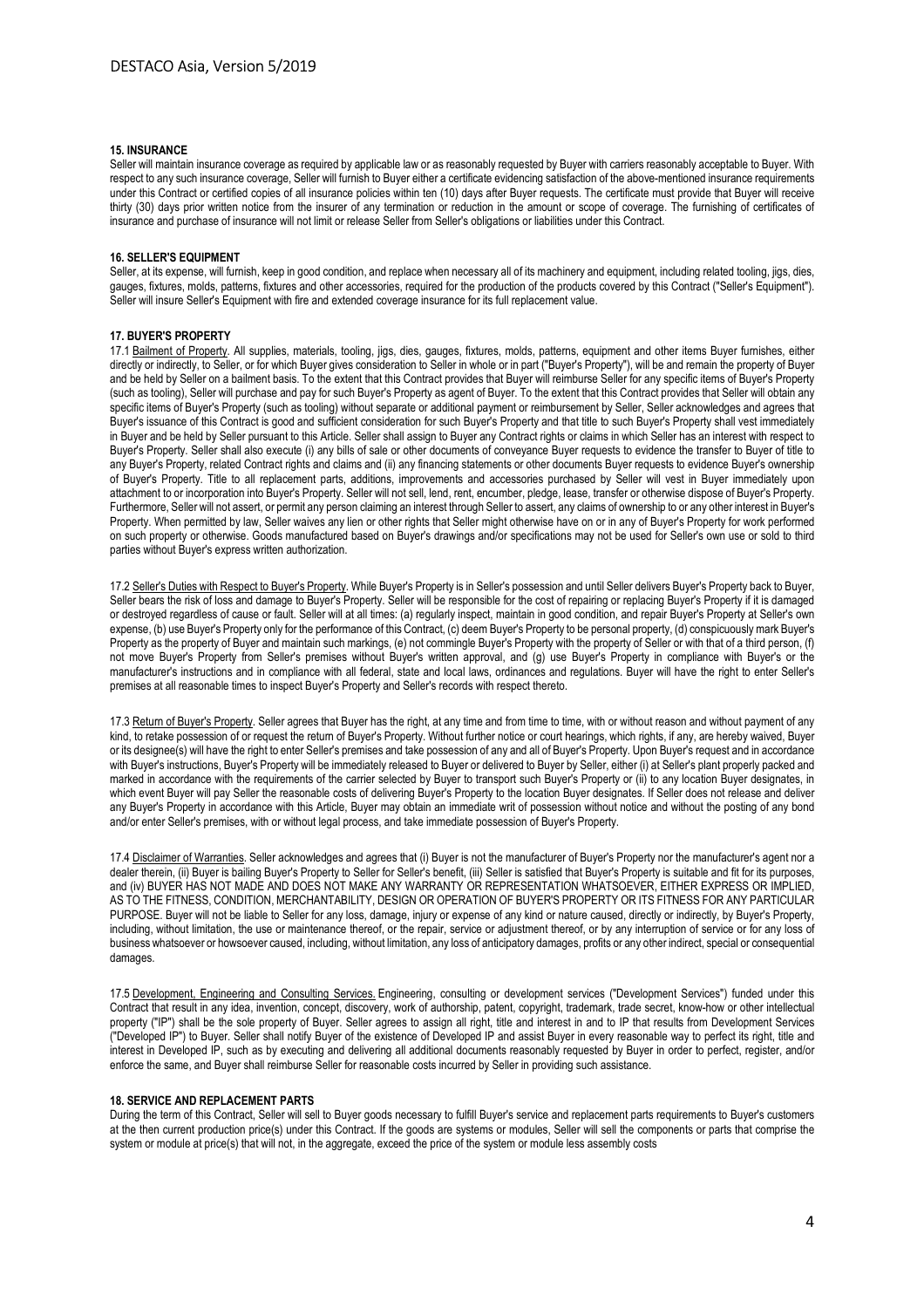## 15. INSURANCE

Seller will maintain insurance coverage as required by applicable law or as reasonably requested by Buyer with carriers reasonably acceptable to Buyer. With respect to any such insurance coverage, Seller will furnish to Buyer either a certificate evidencing satisfaction of the above-mentioned insurance requirements under this Contract or certified copies of all insurance policies within ten (10) days after Buyer requests. The certificate must provide that Buyer will receive thirty (30) days prior written notice from the insurer of any termination or reduction in the amount or scope of coverage. The furnishing of certificates of insurance and purchase of insurance will not limit or release Seller from Seller's obligations or liabilities under this Contract.

## 16. SELLER'S EQUIPMENT

Seller, at its expense, will furnish, keep in good condition, and replace when necessary all of its machinery and equipment, including related tooling, jigs, dies, gauges, fixtures, molds, patterns, fixtures and other accessories, required for the production of the products covered by this Contract ("Seller's Equipment"). Seller will insure Seller's Equipment with fire and extended coverage insurance for its full replacement value.

## 17. BUYER'S PROPERTY

17.1 Bailment of Property. All supplies, materials, tooling, jigs, dies, gauges, fixtures, molds, patterns, equipment and other items Buyer furnishes, either directly or indirectly, to Seller, or for which Buyer gives consideration to Seller in whole or in part ("Buyer's Property"), will be and remain the property of Buyer and be held by Seller on a bailment basis. To the extent that this Contract provides that Buyer will reimburse Seller for any specific items of Buyer's Property (such as tooling), Seller will purchase and pay for such Buyer's Property as agent of Buyer. To the extent that this Contract provides that Seller will obtain any specific items of Buyer's Property (such as tooling) without separate or additional payment or reimbursement by Seller, Seller acknowledges and agrees that Buyer's issuance of this Contract is good and sufficient consideration for such Buyer's Property and that title to such Buyer's Property shall vest immediately in Buyer and be held by Seller pursuant to this Article. Seller shall assign to Buyer any Contract rights or claims in which Seller has an interest with respect to Buyer's Property. Seller shall also execute (i) any bills of sale or other documents of conveyance Buyer requests to evidence the transfer to Buyer of title to any Buyer's Property, related Contract rights and claims and (ii) any financing statements or other documents Buyer requests to evidence Buyer's ownership of Buyer's Property. Title to all replacement parts, additions, improvements and accessories purchased by Seller will vest in Buyer immediately upon attachment to or incorporation into Buyer's Property. Seller will not sell, lend, rent, encumber, pledge, lease, transfer or otherwise dispose of Buyer's Property. Furthermore, Seller will not assert, or permit any person claiming an interest through Seller to assert, any claims of ownership to or any other interest in Buyer's Property. When permitted by law, Seller waives any lien or other rights that Seller might otherwise have on or in any of Buyer's Property for work performed on such property or otherwise. Goods manufactured based on Buyer's drawings and/or specifications may not be used for Seller's own use or sold to third parties without Buyer's express written authorization.

17.2 Seller's Duties with Respect to Buyer's Property. While Buyer's Property is in Seller's possession and until Seller delivers Buyer's Property back to Buyer, Seller bears the risk of loss and damage to Buyer's Property. Seller will be responsible for the cost of repairing or replacing Buyer's Property if it is damaged or destroyed regardless of cause or fault. Seller will at all times: (a) regularly inspect, maintain in good condition, and repair Buyer's Property at Seller's own expense, (b) use Buyer's Property only for the performance of this Contract, (c) deem Buyer's Property to be personal property, (d) conspicuously mark Buyer's Property as the property of Buyer and maintain such markings, (e) not commingle Buyer's Property with the property of Seller or with that of a third person, (f) not move Buyer's Property from Seller's premises without Buyer's written approval, and (g) use Buyer's Property in compliance with Buyer's or the manufacturer's instructions and in compliance with all federal, state and local laws, ordinances and regulations. Buyer will have the right to enter Seller's premises at all reasonable times to inspect Buyer's Property and Seller's records with respect thereto.

17.3 Return of Buyer's Property. Seller agrees that Buyer has the right, at any time and from time to time, with or without reason and without payment of any kind, to retake possession of or request the return of Buyer's Property. Without further notice or court hearings, which rights, if any, are hereby waived, Buyer or its designee(s) will have the right to enter Seller's premises and take possession of any and all of Buyer's Property. Upon Buyer's request and in accordance with Buyer's instructions, Buyer's Property will be immediately released to Buyer or delivered to Buyer by Seller, either (i) at Seller's plant properly packed and marked in accordance with the requirements of the carrier selected by Buyer to transport such Buyer's Property or (ii) to any location Buyer designates, in which event Buyer will pay Seller the reasonable costs of delivering Buyer's Property to the location Buyer designates. If Seller does not release and deliver any Buyer's Property in accordance with this Article, Buyer may obtain an immediate writ of possession without notice and without the posting of any bond and/or enter Seller's premises, with or without legal process, and take immediate possession of Buyer's Property.

17.4 Disclaimer of Warranties. Seller acknowledges and agrees that (i) Buyer is not the manufacturer of Buyer's Property nor the manufacturer's agent nor a dealer therein, (ii) Buyer is bailing Buyer's Property to Seller for Seller's benefit, (iii) Seller is satisfied that Buyer's Property is suitable and fit for its purposes, and (iv) BUYER HAS NOT MADE AND DOES NOT MAKE ANY WARRANTY OR REPRESENTATION WHATSOEVER, EITHER EXPRESS OR IMPLIED, AS TO THE FITNESS, CONDITION, MERCHANTABILITY, DESIGN OR OPERATION OF BUYER'S PROPERTY OR ITS FITNESS FOR ANY PARTICULAR PURPOSE. Buyer will not be liable to Seller for any loss, damage, injury or expense of any kind or nature caused, directly or indirectly, by Buyer's Property, including, without limitation, the use or maintenance thereof, or the repair, service or adjustment thereof, or by any interruption of service or for any loss of business whatsoever or howsoever caused, including, without limitation, any loss of anticipatory damages, profits or any other indirect, special or consequential damages.

17.5 Development, Engineering and Consulting Services. Engineering, consulting or development services ("Development Services") funded under this Contract that result in any idea, invention, concept, discovery, work of authorship, patent, copyright, trademark, trade secret, know-how or other intellectual property ("IP") shall be the sole property of Buyer. Seller agrees to assign all right, title and interest in and to IP that results from Development Services ("Developed IP") to Buyer. Seller shall notify Buyer of the existence of Developed IP and assist Buyer in every reasonable way to perfect its right, title and interest in Developed IP, such as by executing and delivering all additional documents reasonably requested by Buyer in order to perfect, register, and/or enforce the same, and Buyer shall reimburse Seller for reasonable costs incurred by Seller in providing such assistance.

## 18. SERVICE AND REPLACEMENT PARTS

During the term of this Contract, Seller will sell to Buyer goods necessary to fulfill Buyer's service and replacement parts requirements to Buyer's customers at the then current production price(s) under this Contract. If the goods are systems or modules, Seller will sell the components or parts that comprise the system or module at price(s) that will not, in the aggregate, exceed the price of the system or module less assembly costs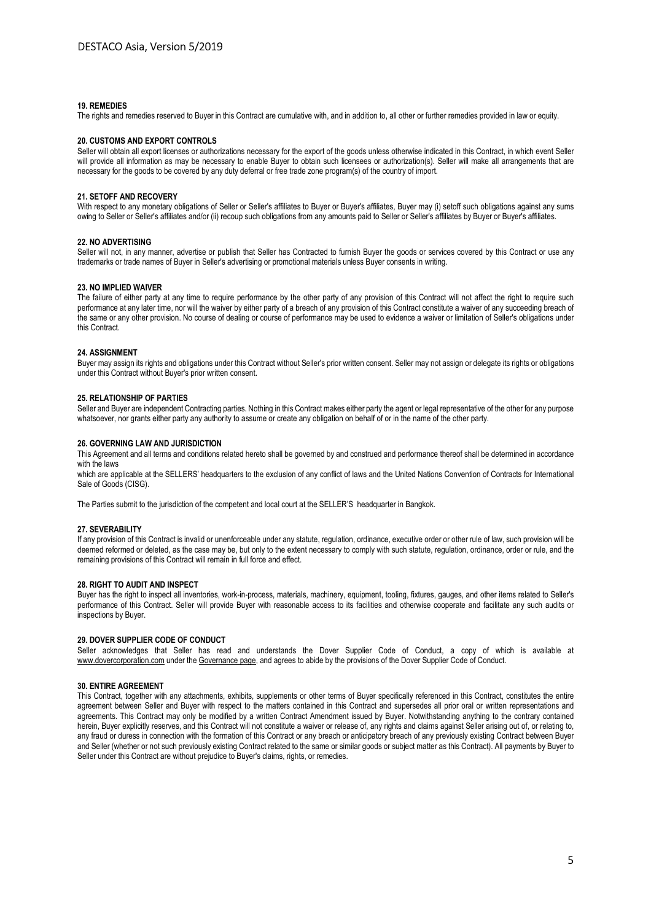#### 19. REMEDIES

The rights and remedies reserved to Buyer in this Contract are cumulative with, and in addition to, all other or further remedies provided in law or equity.

#### 20. CUSTOMS AND EXPORT CONTROLS

Seller will obtain all export licenses or authorizations necessary for the export of the goods unless otherwise indicated in this Contract, in which event Seller will provide all information as may be necessary to enable Buyer to obtain such licensees or authorization(s). Seller will make all arrangements that are necessary for the goods to be covered by any duty deferral or free trade zone program(s) of the country of import.

#### 21. SETOFF AND RECOVERY

With respect to any monetary obligations of Seller or Seller's affiliates to Buyer or Buyer's affiliates, Buyer may (i) setoff such obligations against any sums owing to Seller or Seller's affiliates and/or (ii) recoup such obligations from any amounts paid to Seller or Seller's affiliates by Buyer or Buyer's affiliates.

#### 22. NO ADVERTISING

Seller will not, in any manner, advertise or publish that Seller has Contracted to furnish Buyer the goods or services covered by this Contract or use any trademarks or trade names of Buyer in Seller's advertising or promotional materials unless Buyer consents in writing.

#### 23. NO IMPLIED WAIVER

The failure of either party at any time to require performance by the other party of any provision of this Contract will not affect the right to require such performance at any later time, nor will the waiver by either party of a breach of any provision of this Contract constitute a waiver of any succeeding breach of the same or any other provision. No course of dealing or course of performance may be used to evidence a waiver or limitation of Seller's obligations under this Contract.

#### 24. ASSIGNMENT

Buyer may assign its rights and obligations under this Contract without Seller's prior written consent. Seller may not assign or delegate its rights or obligations under this Contract without Buyer's prior written consent.

#### 25. RELATIONSHIP OF PARTIES

Seller and Buyer are independent Contracting parties. Nothing in this Contract makes either party the agent or legal representative of the other for any purpose whatsoever, nor grants either party any authority to assume or create any obligation on behalf of or in the name of the other party.

#### 26. GOVERNING LAW AND JURISDICTION

This Agreement and all terms and conditions related hereto shall be governed by and construed and performance thereof shall be determined in accordance with the laws

which are applicable at the SELLERS' headquarters to the exclusion of any conflict of laws and the United Nations Convention of Contracts for International Sale of Goods (CISG).

The Parties submit to the jurisdiction of the competent and local court at the SELLER'S headquarter in Bangkok.

#### 27. SEVERABILITY

If any provision of this Contract is invalid or unenforceable under any statute, regulation, ordinance, executive order or other rule of law, such provision will be deemed reformed or deleted, as the case may be, but only to the extent necessary to comply with such statute, regulation, ordinance, order or rule, and the remaining provisions of this Contract will remain in full force and effect.

#### 28. RIGHT TO AUDIT AND INSPECT

Buyer has the right to inspect all inventories, work-in-process, materials, machinery, equipment, tooling, fixtures, gauges, and other items related to Seller's performance of this Contract. Seller will provide Buyer with reasonable access to its facilities and otherwise cooperate and facilitate any such audits or inspections by Buyer.

#### 29. DOVER SUPPLIER CODE OF CONDUCT

Seller acknowledges that Seller has read and understands the Dover Supplier Code of Conduct, a copy of which is available at www.dovercorporation.com under the Governance page, and agrees to abide by the provisions of the Dover Supplier Code of Conduct.

#### 30. ENTIRE AGREEMENT

This Contract, together with any attachments, exhibits, supplements or other terms of Buyer specifically referenced in this Contract, constitutes the entire agreement between Seller and Buyer with respect to the matters contained in this Contract and supersedes all prior oral or written representations and agreements. This Contract may only be modified by a written Contract Amendment issued by Buyer. Notwithstanding anything to the contrary contained herein, Buyer explicitly reserves, and this Contract will not constitute a waiver or release of, any rights and claims against Seller arising out of, or relating to, any fraud or duress in connection with the formation of this Contract or any breach or anticipatory breach of any previously existing Contract between Buyer and Seller (whether or not such previously existing Contract related to the same or similar goods or subject matter as this Contract). All payments by Buyer to Seller under this Contract are without prejudice to Buyer's claims, rights, or remedies.